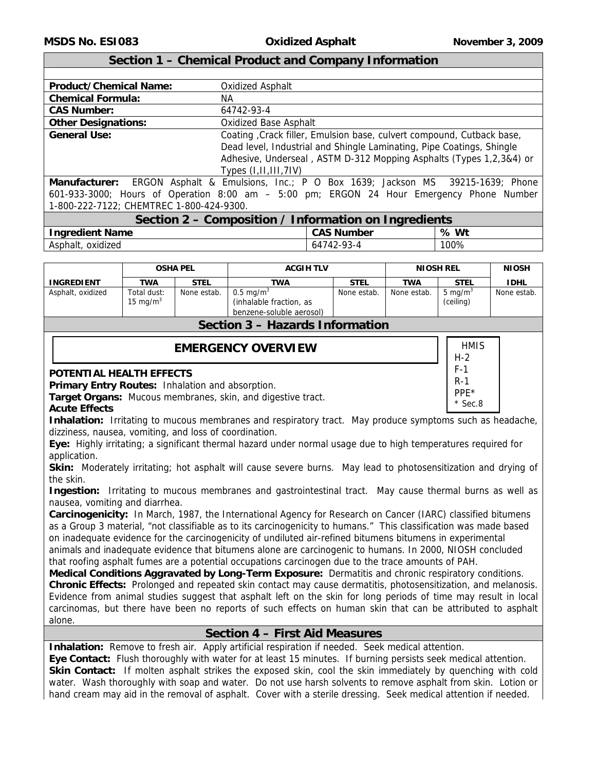MSDS No. ESI083 **Oxidized Asphalt** November 3, 2009

## Section 1 – Chemical Product and Company Information

| | |
|---|---|
| **Product/Chemical Name:** | Oxidized Asphalt |
| **Chemical Formula:** | NA |
| **CAS Number:** | 64742-93-4 |
| **Other Designations:** | Oxidized Base Asphalt |
| **General Use:** | Coating ,Crack filler, Emulsion base, culvert compound, Cutback base, Dead level, Industrial and Shingle Laminating, Pipe Coatings, Shingle Adhesive, Underseal , ASTM D-312 Mopping Asphalts (Types 1,2,3&4) or Types (I,II,III,7IV) |

**Manufacturer:** ERGON Asphalt & Emulsions, Inc.; P O Box 1639; Jackson MS 39215-1639; Phone 601-933-3000; Hours of Operation 8:00 am – 5:00 pm; ERGON 24 Hour Emergency Phone Number 1-800-222-7122; CHEMTREC 1-800-424-9300.

## Section 2 – Composition / Information on Ingredients

| Ingredient Name | CAS Number | % Wt |
|---|---|---|
| Asphalt, oxidized | 64742-93-4 | 100% |

| | OSHA PEL | | ACGIH TLV | | NIOSH REL | | NIOSH |
|---|---|---|---|---|---|---|---|
| **INGREDIENT** | **TWA** | **STEL** | **TWA** | **STEL** | **TWA** | **STEL** | **IDHL** |
| Asphalt, oxidized | Total dust: 15 mg/m$^3$ | None estab. | 0.5 mg/m$^3$ (inhalable fraction, as benzene-soluble aerosol) | None estab. | None estab. | 5 mg/m$^3$ (ceiling) | None estab. |

## Section 3 – Hazards Information

### EMERGENCY OVERVIEW

HMIS
H-2
F-1
R-1
PPE*
* Sec.8

**POTENTIAL HEALTH EFFECTS**

**Primary Entry Routes:** Inhalation and absorption.

**Target Organs:** Mucous membranes, skin, and digestive tract.

**Acute Effects**

**Inhalation:** Irritating to mucous membranes and respiratory tract. May produce symptoms such as headache, dizziness, nausea, vomiting, and loss of coordination.

**Eye:** Highly irritating; a significant thermal hazard under normal usage due to high temperatures required for application.

**Skin:** Moderately irritating; hot asphalt will cause severe burns. May lead to photosensitization and drying of the skin.

**Ingestion:** Irritating to mucous membranes and gastrointestinal tract. May cause thermal burns as well as nausea, vomiting and diarrhea.

**Carcinogenicity:** In March, 1987, the International Agency for Research on Cancer (IARC) classified bitumens as a Group 3 material, "not classifiable as to its carcinogenicity to humans." This classification was made based on inadequate evidence for the carcinogenicity of undiluted air-refined bitumens bitumens in experimental animals and inadequate evidence that bitumens alone are carcinogenic to humans. In 2000, NIOSH concluded that roofing asphalt fumes are a potential occupations carcinogen due to the trace amounts of PAH.

**Medical Conditions Aggravated by Long-Term Exposure:** Dermatitis and chronic respiratory conditions.

**Chronic Effects:** Prolonged and repeated skin contact may cause dermatitis, photosensitization, and melanosis. Evidence from animal studies suggest that asphalt left on the skin for long periods of time may result in local carcinomas, but there have been no reports of such effects on human skin that can be attributed to asphalt alone.

## Section 4 – First Aid Measures

**Inhalation:** Remove to fresh air. Apply artificial respiration if needed. Seek medical attention.

**Eye Contact:** Flush thoroughly with water for at least 15 minutes. If burning persists seek medical attention.

**Skin Contact:** If molten asphalt strikes the exposed skin, cool the skin immediately by quenching with cold water. Wash thoroughly with soap and water. Do not use harsh solvents to remove asphalt from skin. Lotion or hand cream may aid in the removal of asphalt. Cover with a sterile dressing. Seek medical attention if needed.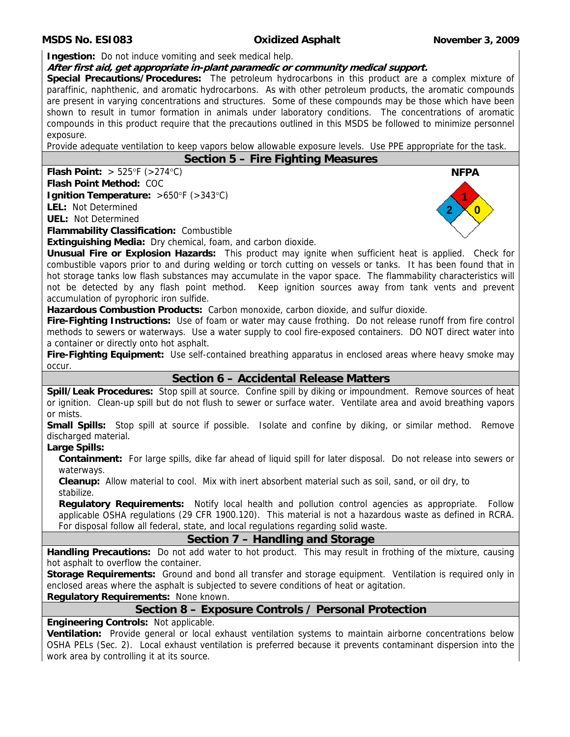**Ingestion:** Do not induce vomiting and seek medical help.

***After first aid, get appropriate in-plant paramedic or community medical support.***

**Special Precautions/Procedures:** The petroleum hydrocarbons in this product are a complex mixture of paraffinic, naphthenic, and aromatic hydrocarbons. As with other petroleum products, the aromatic compounds are present in varying concentrations and structures. Some of these compounds may be those which have been shown to result in tumor formation in animals under laboratory conditions. The concentrations of aromatic compounds in this product require that the precautions outlined in this MSDS be followed to minimize personnel exposure.

Provide adequate ventilation to keep vapors below allowable exposure levels. Use PPE appropriate for the task.

## Section 5 – Fire Fighting Measures

**Flash Point:** > 525°F (>274°C)

**Flash Point Method:** COC

**Ignition Temperature:** >650°F (>343°C)

**LEL:** Not Determined

**UEL:** Not Determined

**Flammability Classification:** Combustible

**NFPA:** Health 2, Flammability 1, Reactivity 0

**Extinguishing Media:** Dry chemical, foam, and carbon dioxide.

**Unusual Fire or Explosion Hazards:** This product may ignite when sufficient heat is applied. Check for combustible vapors prior to and during welding or torch cutting on vessels or tanks. It has been found that in hot storage tanks low flash substances may accumulate in the vapor space. The flammability characteristics will not be detected by any flash point method. Keep ignition sources away from tank vents and prevent accumulation of pyrophoric iron sulfide.

**Hazardous Combustion Products:** Carbon monoxide, carbon dioxide, and sulfur dioxide.

**Fire-Fighting Instructions:** Use of foam or water may cause frothing. Do not release runoff from fire control methods to sewers or waterways. Use a water supply to cool fire-exposed containers. DO NOT direct water into a container or directly onto hot asphalt.

**Fire-Fighting Equipment:** Use self-contained breathing apparatus in enclosed areas where heavy smoke may occur.

## Section 6 – Accidental Release Matters

**Spill/Leak Procedures:** Stop spill at source. Confine spill by diking or impoundment. Remove sources of heat or ignition. Clean-up spill but do not flush to sewer or surface water. Ventilate area and avoid breathing vapors or mists.

**Small Spills:** Stop spill at source if possible. Isolate and confine by diking, or similar method. Remove discharged material.

**Large Spills:**

- **Containment:** For large spills, dike far ahead of liquid spill for later disposal. Do not release into sewers or waterways.
- **Cleanup:** Allow material to cool. Mix with inert absorbent material such as soil, sand, or oil dry, to stabilize.
- **Regulatory Requirements:** Notify local health and pollution control agencies as appropriate. Follow applicable OSHA regulations (29 CFR 1900.120). This material is not a hazardous waste as defined in RCRA. For disposal follow all federal, state, and local regulations regarding solid waste.

## Section 7 – Handling and Storage

**Handling Precautions:** Do not add water to hot product. This may result in frothing of the mixture, causing hot asphalt to overflow the container.

**Storage Requirements:** Ground and bond all transfer and storage equipment. Ventilation is required only in enclosed areas where the asphalt is subjected to severe conditions of heat or agitation.

**Regulatory Requirements:** None known.

## Section 8 – Exposure Controls / Personal Protection

**Engineering Controls:** Not applicable.

**Ventilation:** Provide general or local exhaust ventilation systems to maintain airborne concentrations below OSHA PELs (Sec. 2). Local exhaust ventilation is preferred because it prevents contaminant dispersion into the work area by controlling it at its source.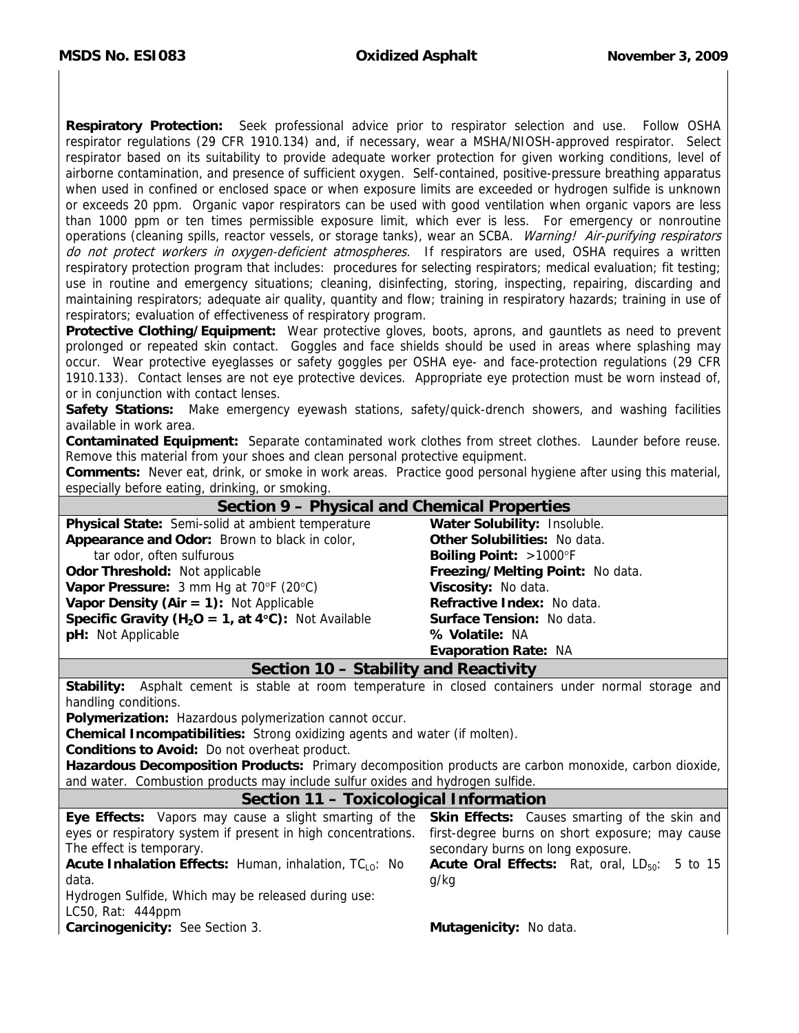**Respiratory Protection:** Seek professional advice prior to respirator selection and use. Follow OSHA respirator regulations (29 CFR 1910.134) and, if necessary, wear a MSHA/NIOSH-approved respirator. Select respirator based on its suitability to provide adequate worker protection for given working conditions, level of airborne contamination, and presence of sufficient oxygen. Self-contained, positive-pressure breathing apparatus when used in confined or enclosed space or when exposure limits are exceeded or hydrogen sulfide is unknown or exceeds 20 ppm. Organic vapor respirators can be used with good ventilation when organic vapors are less than 1000 ppm or ten times permissible exposure limit, which ever is less. For emergency or nonroutine operations (cleaning spills, reactor vessels, or storage tanks), wear an SCBA. *Warning! Air-purifying respirators do not protect workers in oxygen-deficient atmospheres.* If respirators are used, OSHA requires a written respiratory protection program that includes: procedures for selecting respirators; medical evaluation; fit testing; use in routine and emergency situations; cleaning, disinfecting, storing, inspecting, repairing, discarding and maintaining respirators; adequate air quality, quantity and flow; training in respiratory hazards; training in use of respirators; evaluation of effectiveness of respiratory program.

**Protective Clothing/Equipment:** Wear protective gloves, boots, aprons, and gauntlets as need to prevent prolonged or repeated skin contact. Goggles and face shields should be used in areas where splashing may occur. Wear protective eyeglasses or safety goggles per OSHA eye- and face-protection regulations (29 CFR 1910.133). Contact lenses are not eye protective devices. Appropriate eye protection must be worn instead of, or in conjunction with contact lenses.

**Safety Stations:** Make emergency eyewash stations, safety/quick-drench showers, and washing facilities available in work area.

**Contaminated Equipment:** Separate contaminated work clothes from street clothes. Launder before reuse. Remove this material from your shoes and clean personal protective equipment.

**Comments:** Never eat, drink, or smoke in work areas. Practice good personal hygiene after using this material, especially before eating, drinking, or smoking.

## Section 9 – Physical and Chemical Properties

**Physical State:** Semi-solid at ambient temperature

**Appearance and Odor:** Brown to black in color, tar odor, often sulfurous

**Odor Threshold:** Not applicable

**Vapor Pressure:** 3 mm Hg at 70°F (20°C)

**Vapor Density (Air = 1):** Not Applicable

**Specific Gravity ($H_2O$ = 1, at 4°C):** Not Available

**pH:** Not Applicable

**Water Solubility:** Insoluble.

**Other Solubilities:** No data.

**Boiling Point:** >1000°F

**Freezing/Melting Point:** No data.

**Viscosity:** No data.

**Refractive Index:** No data.

**Surface Tension:** No data.

**% Volatile:** NA

**Evaporation Rate:** NA

## Section 10 – Stability and Reactivity

**Stability:** Asphalt cement is stable at room temperature in closed containers under normal storage and handling conditions.

**Polymerization:** Hazardous polymerization cannot occur.

**Chemical Incompatibilities:** Strong oxidizing agents and water (if molten).

**Conditions to Avoid:** Do not overheat product.

**Hazardous Decomposition Products:** Primary decomposition products are carbon monoxide, carbon dioxide, and water. Combustion products may include sulfur oxides and hydrogen sulfide.

## Section 11 – Toxicological Information

**Eye Effects:** Vapors may cause a slight smarting of the eyes or respiratory system if present in high concentrations. The effect is temporary.

**Acute Inhalation Effects:** Human, inhalation, $TC_{LO}$: No data.

Hydrogen Sulfide, Which may be released during use: LC50, Rat: 444ppm

**Carcinogenicity:** See Section 3.

**Skin Effects:** Causes smarting of the skin and first-degree burns on short exposure; may cause secondary burns on long exposure.

**Acute Oral Effects:** Rat, oral, $LD_{50}$: 5 to 15 g/kg

**Mutagenicity:** No data.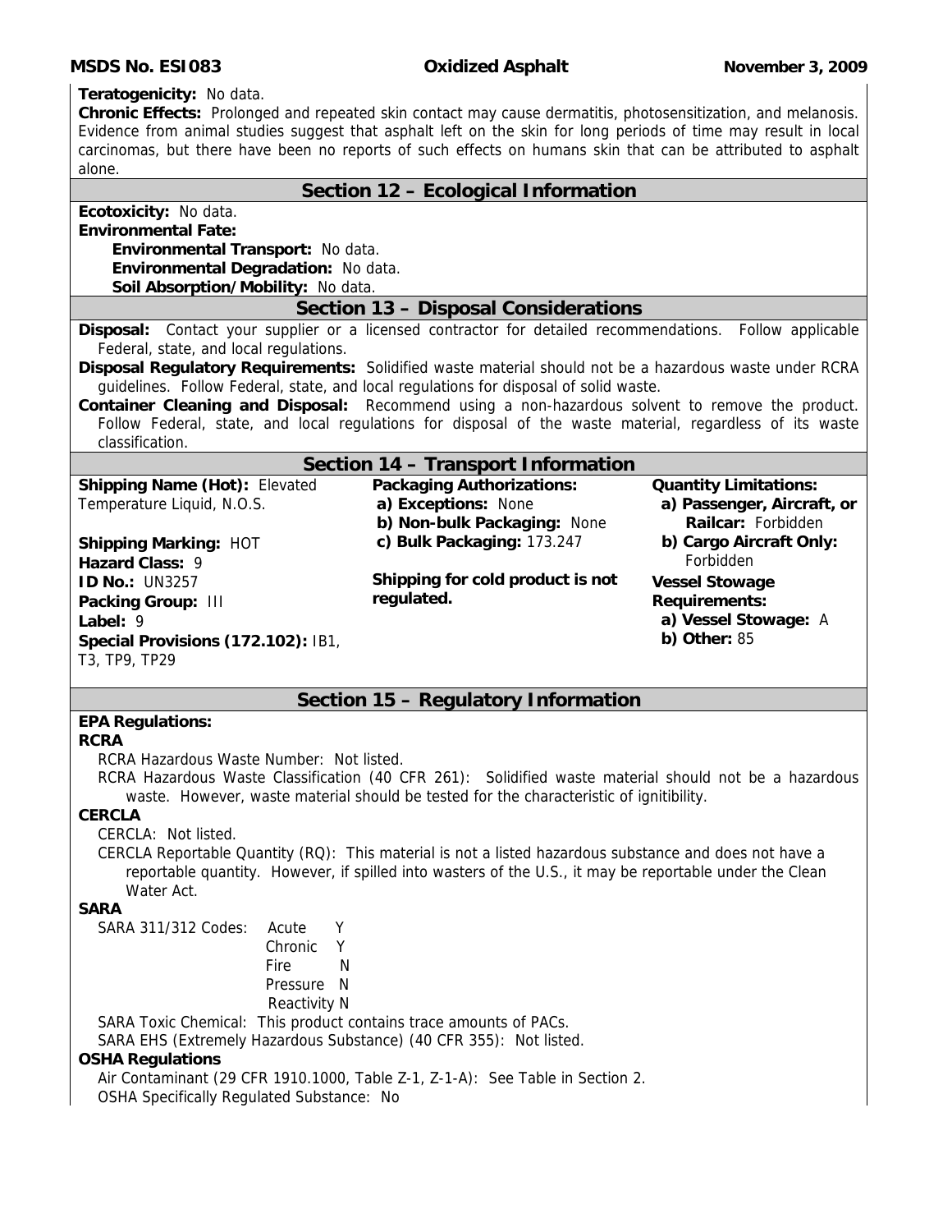**Teratogenicity:** No data.

**Chronic Effects:** Prolonged and repeated skin contact may cause dermatitis, photosensitization, and melanosis. Evidence from animal studies suggest that asphalt left on the skin for long periods of time may result in local carcinomas, but there have been no reports of such effects on humans skin that can be attributed to asphalt alone.

## Section 12 – Ecological Information

**Ecotoxicity:** No data.

**Environmental Fate:**

- **Environmental Transport:** No data.
- **Environmental Degradation:** No data.
- **Soil Absorption/Mobility:** No data.

## Section 13 – Disposal Considerations

**Disposal:** Contact your supplier or a licensed contractor for detailed recommendations. Follow applicable Federal, state, and local regulations.

**Disposal Regulatory Requirements:** Solidified waste material should not be a hazardous waste under RCRA guidelines. Follow Federal, state, and local regulations for disposal of solid waste.

**Container Cleaning and Disposal:** Recommend using a non-hazardous solvent to remove the product. Follow Federal, state, and local regulations for disposal of the waste material, regardless of its waste classification.

## Section 14 – Transport Information

**Shipping Name (Hot):** Elevated Temperature Liquid, N.O.S.

**Shipping Marking:** HOT

**Hazard Class:** 9

**ID No.:** UN3257

**Packing Group:** III

**Label:** 9

**Special Provisions (172.102):** IB1, T3, TP9, TP29

**Packaging Authorizations:**

- **a) Exceptions:** None
- **b) Non-bulk Packaging:** None
- **c) Bulk Packaging:** 173.247

**Shipping for cold product is not regulated.**

**Quantity Limitations:**

- **a) Passenger, Aircraft, or Railcar:** Forbidden
- **b) Cargo Aircraft Only:** Forbidden

**Vessel Stowage Requirements:**

- **a) Vessel Stowage:** A
- **b) Other:** 85

## Section 15 – Regulatory Information

**EPA Regulations:**

**RCRA**

RCRA Hazardous Waste Number: Not listed.

RCRA Hazardous Waste Classification (40 CFR 261): Solidified waste material should not be a hazardous waste. However, waste material should be tested for the characteristic of ignitibility.

**CERCLA**

CERCLA: Not listed.

CERCLA Reportable Quantity (RQ): This material is not a listed hazardous substance and does not have a reportable quantity. However, if spilled into wasters of the U.S., it may be reportable under the Clean Water Act.

**SARA**

SARA 311/312 Codes:

| | |
|---|---|
| Acute | Y |
| Chronic | Y |
| Fire | N |
| Pressure | N |
| Reactivity | N |

SARA Toxic Chemical: This product contains trace amounts of PACs.

SARA EHS (Extremely Hazardous Substance) (40 CFR 355): Not listed.

**OSHA Regulations**

Air Contaminant (29 CFR 1910.1000, Table Z-1, Z-1-A): See Table in Section 2.

OSHA Specifically Regulated Substance: No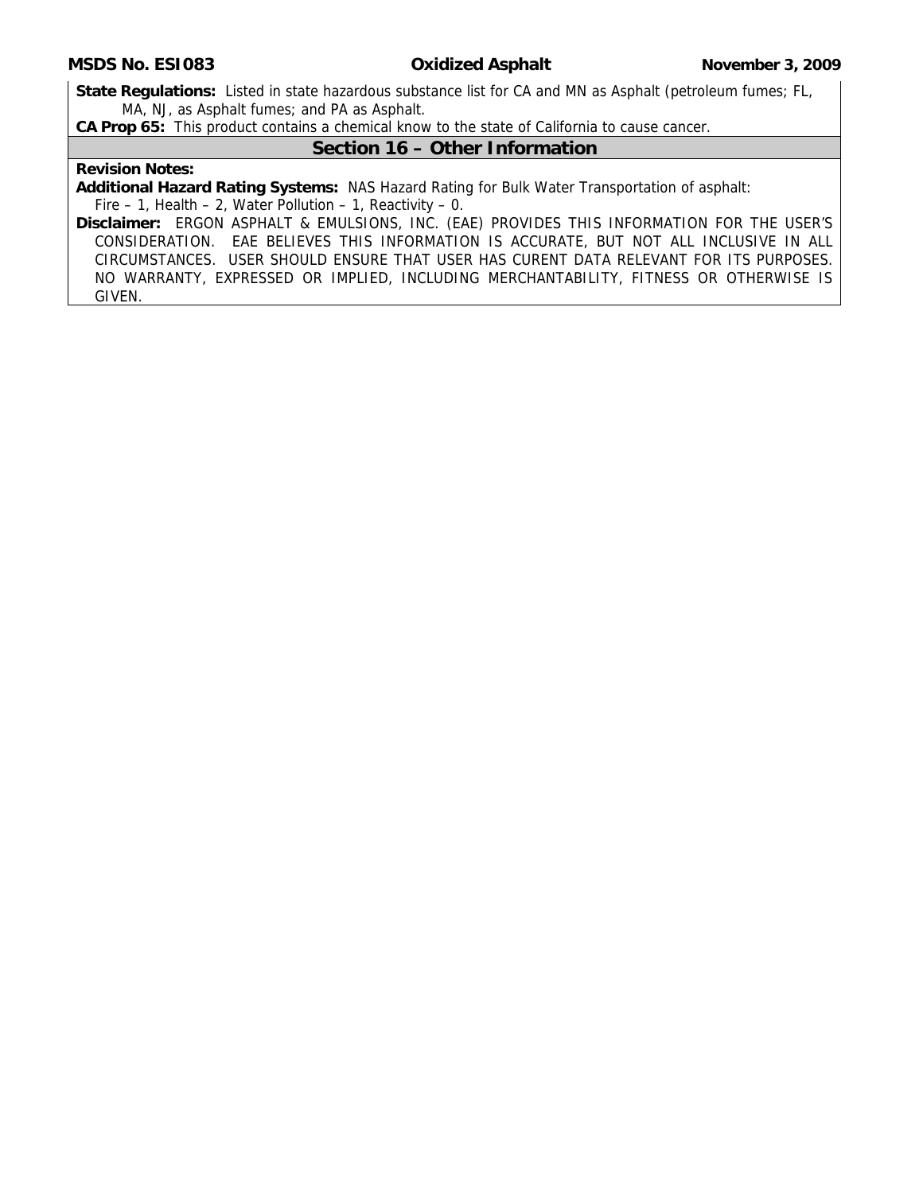**State Regulations:** Listed in state hazardous substance list for CA and MN as Asphalt (petroleum fumes; FL, MA, NJ, as Asphalt fumes; and PA as Asphalt.

**CA Prop 65:** This product contains a chemical know to the state of California to cause cancer.

## Section 16 – Other Information

**Revision Notes:**

**Additional Hazard Rating Systems:** NAS Hazard Rating for Bulk Water Transportation of asphalt: Fire – 1, Health – 2, Water Pollution – 1, Reactivity – 0.

**Disclaimer:** ERGON ASPHALT & EMULSIONS, INC. (EAE) PROVIDES THIS INFORMATION FOR THE USER'S CONSIDERATION. EAE BELIEVES THIS INFORMATION IS ACCURATE, BUT NOT ALL INCLUSIVE IN ALL CIRCUMSTANCES. USER SHOULD ENSURE THAT USER HAS CURENT DATA RELEVANT FOR ITS PURPOSES. NO WARRANTY, EXPRESSED OR IMPLIED, INCLUDING MERCHANTABILITY, FITNESS OR OTHERWISE IS GIVEN.